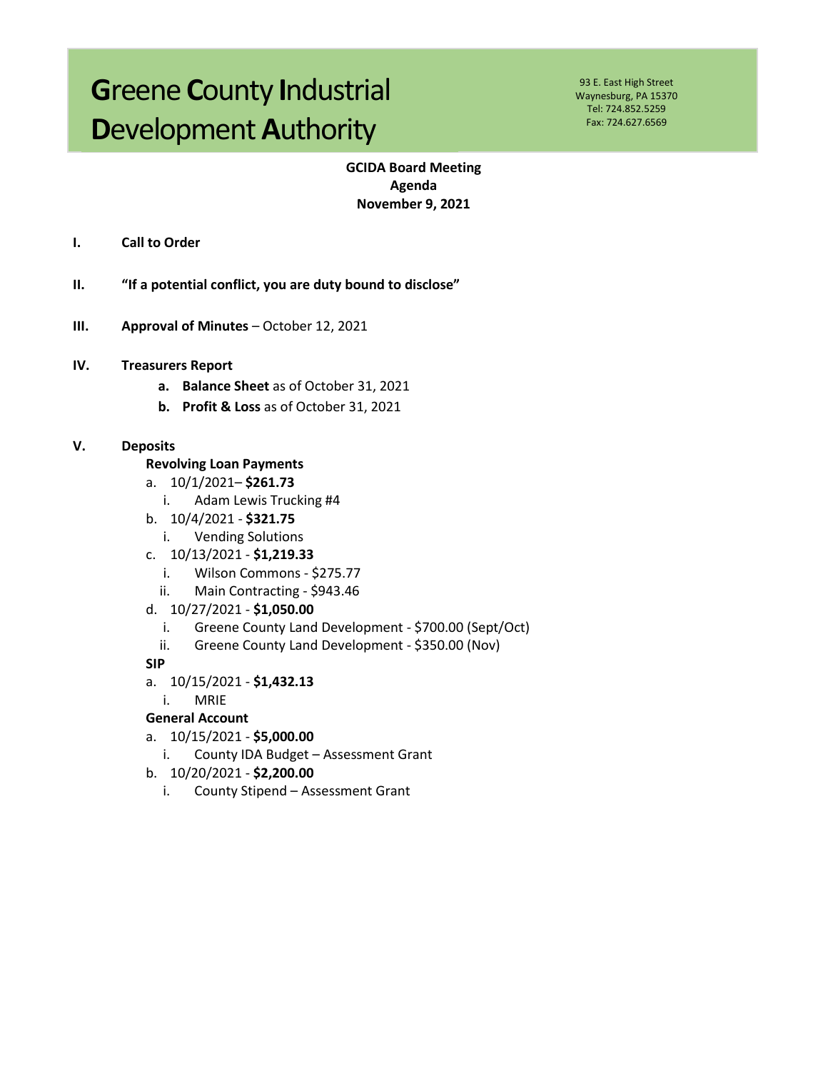# Greene County Industrial Development Authority

93 E. East High Street
Waynesburg, PA 15370
Tel: 724.852.5259
Fax: 724.627.6569

**GCIDA Board Meeting**
**Agenda**
**November 9, 2021**

**I. Call to Order**

**II. "If a potential conflict, you are duty bound to disclose"**

**III. Approval of Minutes** – October 12, 2021

**IV. Treasurers Report**

- **a. Balance Sheet** as of October 31, 2021
- **b. Profit & Loss** as of October 31, 2021

**V. Deposits**

**Revolving Loan Payments**

- a. 10/1/2021– **$261.73**
  - i. Adam Lewis Trucking #4
- b. 10/4/2021 - **$321.75**
  - i. Vending Solutions
- c. 10/13/2021 - **$1,219.33**
  - i. Wilson Commons - $275.77
  - ii. Main Contracting - $943.46
- d. 10/27/2021 - **$1,050.00**
  - i. Greene County Land Development - $700.00 (Sept/Oct)
  - ii. Greene County Land Development - $350.00 (Nov)

**SIP**

- a. 10/15/2021 - **$1,432.13**
  - i. MRIE

**General Account**

- a. 10/15/2021 - **$5,000.00**
  - i. County IDA Budget – Assessment Grant
- b. 10/20/2021 - **$2,200.00**
  - i. County Stipend – Assessment Grant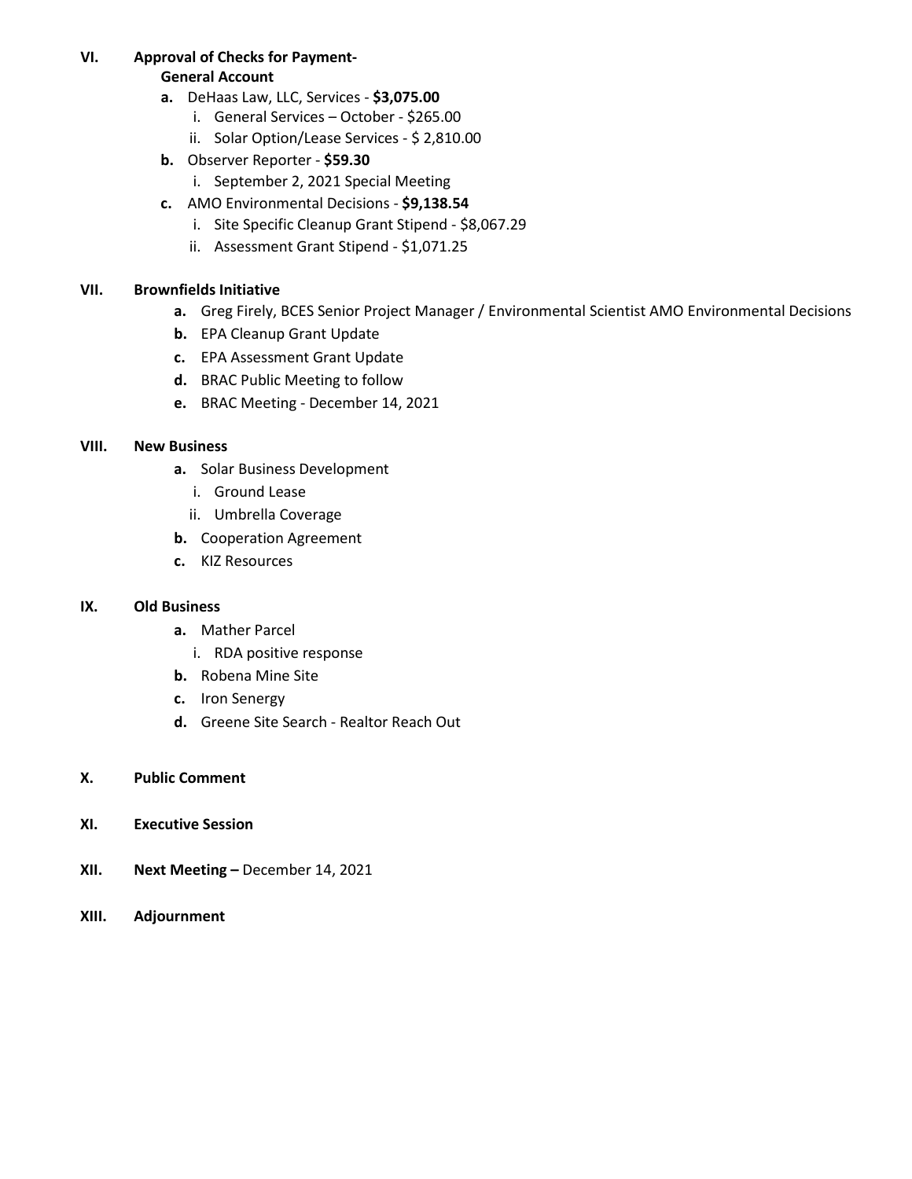**VI. Approval of Checks for Payment-**

**General Account**

- **a.** DeHaas Law, LLC, Services - **$3,075.00**
  - i. General Services – October - $265.00
  - ii. Solar Option/Lease Services - $ 2,810.00
- **b.** Observer Reporter - **$59.30**
  - i. September 2, 2021 Special Meeting
- **c.** AMO Environmental Decisions - **$9,138.54**
  - i. Site Specific Cleanup Grant Stipend - $8,067.29
  - ii. Assessment Grant Stipend - $1,071.25

**VII. Brownfields Initiative**

- **a.** Greg Firely, BCES Senior Project Manager / Environmental Scientist AMO Environmental Decisions
- **b.** EPA Cleanup Grant Update
- **c.** EPA Assessment Grant Update
- **d.** BRAC Public Meeting to follow
- **e.** BRAC Meeting - December 14, 2021

**VIII. New Business**

- **a.** Solar Business Development
  - i. Ground Lease
  - ii. Umbrella Coverage
- **b.** Cooperation Agreement
- **c.** KIZ Resources

**IX. Old Business**

- **a.** Mather Parcel
  - i. RDA positive response
- **b.** Robena Mine Site
- **c.** Iron Senergy
- **d.** Greene Site Search - Realtor Reach Out

**X. Public Comment**

**XI. Executive Session**

**XII. Next Meeting –** December 14, 2021

**XIII. Adjournment**